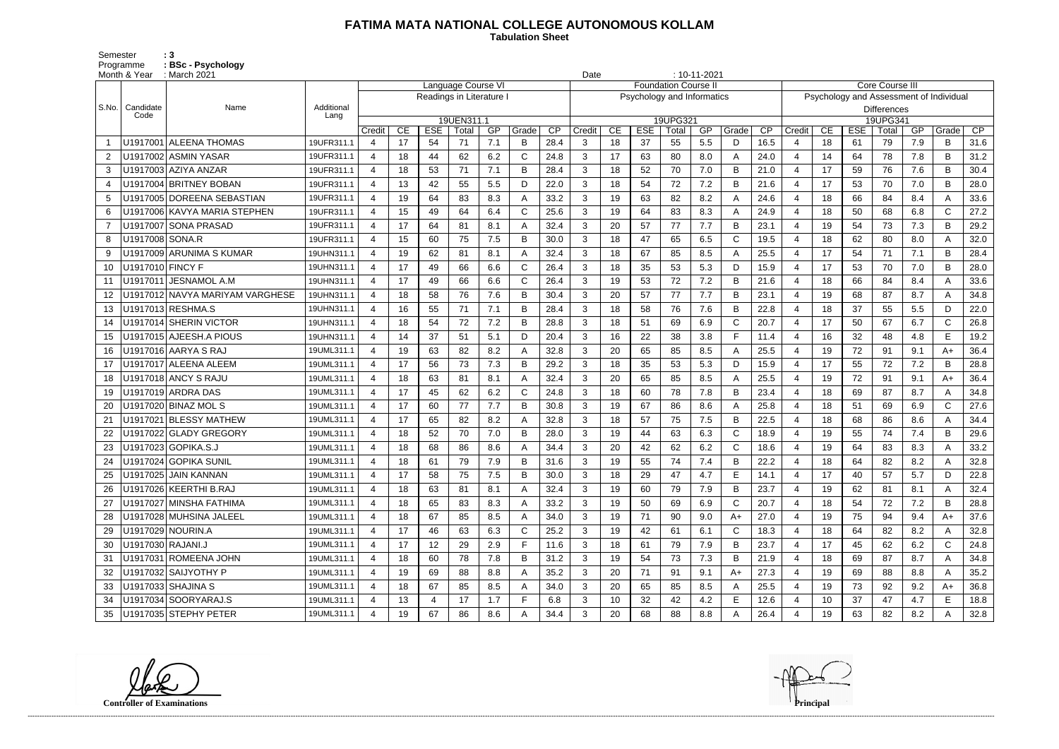# FATIMA MATA NATIONAL COLLEGE AUTONOMOUS KOLLAM

**Tabulation Sheet**

Semester : **3**
Programme : **BSc - Psychology**
Month & Year : March 2021
Date : 10-11-2021

| S.No. | Candidate Code | Name | Additional Lang | Language Course VI | | | | | | | Foundation Course II | | | | | | | Core Course III | | | | | | |
|---|---|---|---|---|---|---|---|---|---|---|---|---|---|---|---|---|---|---|---|---|---|---|---|---|
| | | | | Readings in Literature I | | | | | | | Psychology and Informatics | | | | | | | Psychology and Assessment of Individual Differences | | | | | | |
| | | | | 19UEN311.1 | | | | | | | 19UPG321 | | | | | | | 19UPG341 | | | | | | |
| | | | | Credit | CE | ESE | Total | GP | Grade | CP | Credit | CE | ESE | Total | GP | Grade | CP | Credit | CE | ESE | Total | GP | Grade | CP |
| 1 | U1917001 | ALEENA THOMAS | 19UFR311.1 | 4 | 17 | 54 | 71 | 7.1 | B | 28.4 | 3 | 18 | 37 | 55 | 5.5 | D | 16.5 | 4 | 18 | 61 | 79 | 7.9 | B | 31.6 |
| 2 | U1917002 | ASMIN YASAR | 19UFR311.1 | 4 | 18 | 44 | 62 | 6.2 | C | 24.8 | 3 | 17 | 63 | 80 | 8.0 | A | 24.0 | 4 | 14 | 64 | 78 | 7.8 | B | 31.2 |
| 3 | U1917003 | AZIYA ANZAR | 19UFR311.1 | 4 | 18 | 53 | 71 | 7.1 | B | 28.4 | 3 | 18 | 52 | 70 | 7.0 | B | 21.0 | 4 | 17 | 59 | 76 | 7.6 | B | 30.4 |
| 4 | U1917004 | BRITNEY BOBAN | 19UFR311.1 | 4 | 13 | 42 | 55 | 5.5 | D | 22.0 | 3 | 18 | 54 | 72 | 7.2 | B | 21.6 | 4 | 17 | 53 | 70 | 7.0 | B | 28.0 |
| 5 | U1917005 | DOREENA SEBASTIAN | 19UFR311.1 | 4 | 19 | 64 | 83 | 8.3 | A | 33.2 | 3 | 19 | 63 | 82 | 8.2 | A | 24.6 | 4 | 18 | 66 | 84 | 8.4 | A | 33.6 |
| 6 | U1917006 | KAVYA MARIA STEPHEN | 19UFR311.1 | 4 | 15 | 49 | 64 | 6.4 | C | 25.6 | 3 | 19 | 64 | 83 | 8.3 | A | 24.9 | 4 | 18 | 50 | 68 | 6.8 | C | 27.2 |
| 7 | U1917007 | SONA PRASAD | 19UFR311.1 | 4 | 17 | 64 | 81 | 8.1 | A | 32.4 | 3 | 20 | 57 | 77 | 7.7 | B | 23.1 | 4 | 19 | 54 | 73 | 7.3 | B | 29.2 |
| 8 | U1917008 | SONA.R | 19UFR311.1 | 4 | 15 | 60 | 75 | 7.5 | B | 30.0 | 3 | 18 | 47 | 65 | 6.5 | C | 19.5 | 4 | 18 | 62 | 80 | 8.0 | A | 32.0 |
| 9 | U1917009 | ARUNIMA S KUMAR | 19UHN311.1 | 4 | 19 | 62 | 81 | 8.1 | A | 32.4 | 3 | 18 | 67 | 85 | 8.5 | A | 25.5 | 4 | 17 | 54 | 71 | 7.1 | B | 28.4 |
| 10 | U1917010 | FINCY F | 19UHN311.1 | 4 | 17 | 49 | 66 | 6.6 | C | 26.4 | 3 | 18 | 35 | 53 | 5.3 | D | 15.9 | 4 | 17 | 53 | 70 | 7.0 | B | 28.0 |
| 11 | U1917011 | JESNAMOL A.M | 19UHN311.1 | 4 | 17 | 49 | 66 | 6.6 | C | 26.4 | 3 | 19 | 53 | 72 | 7.2 | B | 21.6 | 4 | 18 | 66 | 84 | 8.4 | A | 33.6 |
| 12 | U1917012 | NAVYA MARIYAM VARGHESE | 19UHN311.1 | 4 | 18 | 58 | 76 | 7.6 | B | 30.4 | 3 | 20 | 57 | 77 | 7.7 | B | 23.1 | 4 | 19 | 68 | 87 | 8.7 | A | 34.8 |
| 13 | U1917013 | RESHMA.S | 19UHN311.1 | 4 | 16 | 55 | 71 | 7.1 | B | 28.4 | 3 | 18 | 58 | 76 | 7.6 | B | 22.8 | 4 | 18 | 37 | 55 | 5.5 | D | 22.0 |
| 14 | U1917014 | SHERIN VICTOR | 19UHN311.1 | 4 | 18 | 54 | 72 | 7.2 | B | 28.8 | 3 | 18 | 51 | 69 | 6.9 | C | 20.7 | 4 | 17 | 50 | 67 | 6.7 | C | 26.8 |
| 15 | U1917015 | AJEESH.A PIOUS | 19UHN311.1 | 4 | 14 | 37 | 51 | 5.1 | D | 20.4 | 3 | 16 | 22 | 38 | 3.8 | F | 11.4 | 4 | 16 | 32 | 48 | 4.8 | E | 19.2 |
| 16 | U1917016 | AARYA S RAJ | 19UML311.1 | 4 | 19 | 63 | 82 | 8.2 | A | 32.8 | 3 | 20 | 65 | 85 | 8.5 | A | 25.5 | 4 | 19 | 72 | 91 | 9.1 | A+ | 36.4 |
| 17 | U1917017 | ALEENA ALEEM | 19UML311.1 | 4 | 17 | 56 | 73 | 7.3 | B | 29.2 | 3 | 18 | 35 | 53 | 5.3 | D | 15.9 | 4 | 17 | 55 | 72 | 7.2 | B | 28.8 |
| 18 | U1917018 | ANCY S RAJU | 19UML311.1 | 4 | 18 | 63 | 81 | 8.1 | A | 32.4 | 3 | 20 | 65 | 85 | 8.5 | A | 25.5 | 4 | 19 | 72 | 91 | 9.1 | A+ | 36.4 |
| 19 | U1917019 | ARDRA DAS | 19UML311.1 | 4 | 17 | 45 | 62 | 6.2 | C | 24.8 | 3 | 18 | 60 | 78 | 7.8 | B | 23.4 | 4 | 18 | 69 | 87 | 8.7 | A | 34.8 |
| 20 | U1917020 | BINAZ MOL S | 19UML311.1 | 4 | 17 | 60 | 77 | 7.7 | B | 30.8 | 3 | 19 | 67 | 86 | 8.6 | A | 25.8 | 4 | 18 | 51 | 69 | 6.9 | C | 27.6 |
| 21 | U1917021 | BLESSY MATHEW | 19UML311.1 | 4 | 17 | 65 | 82 | 8.2 | A | 32.8 | 3 | 18 | 57 | 75 | 7.5 | B | 22.5 | 4 | 18 | 68 | 86 | 8.6 | A | 34.4 |
| 22 | U1917022 | GLADY GREGORY | 19UML311.1 | 4 | 18 | 52 | 70 | 7.0 | B | 28.0 | 3 | 19 | 44 | 63 | 6.3 | C | 18.9 | 4 | 19 | 55 | 74 | 7.4 | B | 29.6 |
| 23 | U1917023 | GOPIKA.S.J | 19UML311.1 | 4 | 18 | 68 | 86 | 8.6 | A | 34.4 | 3 | 20 | 42 | 62 | 6.2 | C | 18.6 | 4 | 19 | 64 | 83 | 8.3 | A | 33.2 |
| 24 | U1917024 | GOPIKA SUNIL | 19UML311.1 | 4 | 18 | 61 | 79 | 7.9 | B | 31.6 | 3 | 19 | 55 | 74 | 7.4 | B | 22.2 | 4 | 18 | 64 | 82 | 8.2 | A | 32.8 |
| 25 | U1917025 | JAIN KANNAN | 19UML311.1 | 4 | 17 | 58 | 75 | 7.5 | B | 30.0 | 3 | 18 | 29 | 47 | 4.7 | E | 14.1 | 4 | 17 | 40 | 57 | 5.7 | D | 22.8 |
| 26 | U1917026 | KEERTHI B.RAJ | 19UML311.1 | 4 | 18 | 63 | 81 | 8.1 | A | 32.4 | 3 | 19 | 60 | 79 | 7.9 | B | 23.7 | 4 | 19 | 62 | 81 | 8.1 | A | 32.4 |
| 27 | U1917027 | MINSHA FATHIMA | 19UML311.1 | 4 | 18 | 65 | 83 | 8.3 | A | 33.2 | 3 | 19 | 50 | 69 | 6.9 | C | 20.7 | 4 | 18 | 54 | 72 | 7.2 | B | 28.8 |
| 28 | U1917028 | MUHSINA JALEEL | 19UML311.1 | 4 | 18 | 67 | 85 | 8.5 | A | 34.0 | 3 | 19 | 71 | 90 | 9.0 | A+ | 27.0 | 4 | 19 | 75 | 94 | 9.4 | A+ | 37.6 |
| 29 | U1917029 | NOURIN.A | 19UML311.1 | 4 | 17 | 46 | 63 | 6.3 | C | 25.2 | 3 | 19 | 42 | 61 | 6.1 | C | 18.3 | 4 | 18 | 64 | 82 | 8.2 | A | 32.8 |
| 30 | U1917030 | RAJANI.J | 19UML311.1 | 4 | 17 | 12 | 29 | 2.9 | F | 11.6 | 3 | 18 | 61 | 79 | 7.9 | B | 23.7 | 4 | 17 | 45 | 62 | 6.2 | C | 24.8 |
| 31 | U1917031 | ROMEENA JOHN | 19UML311.1 | 4 | 18 | 60 | 78 | 7.8 | B | 31.2 | 3 | 19 | 54 | 73 | 7.3 | B | 21.9 | 4 | 18 | 69 | 87 | 8.7 | A | 34.8 |
| 32 | U1917032 | SAIJYOTHY P | 19UML311.1 | 4 | 19 | 69 | 88 | 8.8 | A | 35.2 | 3 | 20 | 71 | 91 | 9.1 | A+ | 27.3 | 4 | 19 | 69 | 88 | 8.8 | A | 35.2 |
| 33 | U1917033 | SHAJINA S | 19UML311.1 | 4 | 18 | 67 | 85 | 8.5 | A | 34.0 | 3 | 20 | 65 | 85 | 8.5 | A | 25.5 | 4 | 19 | 73 | 92 | 9.2 | A+ | 36.8 |
| 34 | U1917034 | SOORYARAJ.S | 19UML311.1 | 4 | 13 | 4 | 17 | 1.7 | F | 6.8 | 3 | 10 | 32 | 42 | 4.2 | E | 12.6 | 4 | 10 | 37 | 47 | 4.7 | E | 18.8 |
| 35 | U1917035 | STEPHY PETER | 19UML311.1 | 4 | 19 | 67 | 86 | 8.6 | A | 34.4 | 3 | 20 | 68 | 88 | 8.8 | A | 26.4 | 4 | 19 | 63 | 82 | 8.2 | A | 32.8 |

**Controller of Examinations** **Principal**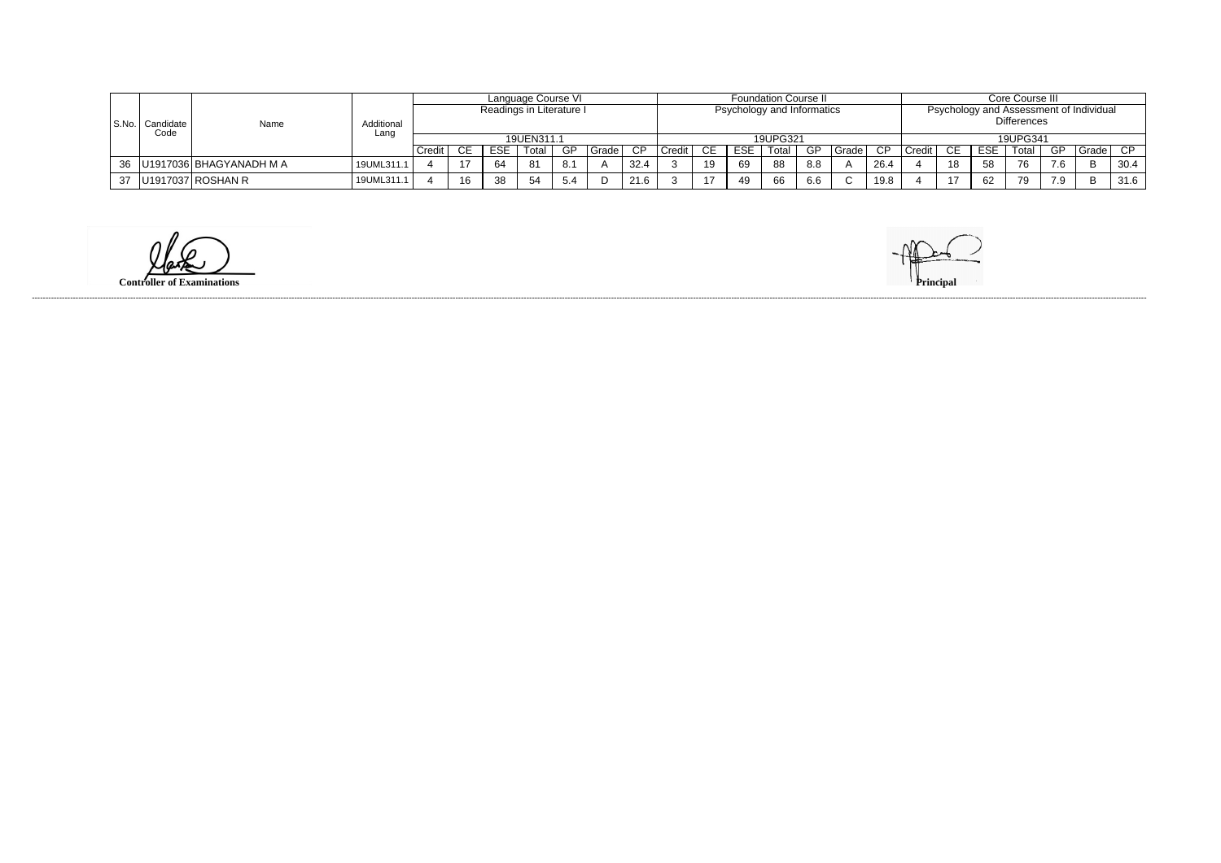| S.No. | Candidate Code | Name | Additional Lang | Language Course VI Readings in Literature I 19UEN311.1 | | | | | | | Foundation Course II Psychology and Informatics 19UPG321 | | | | | | | Core Course III Psychology and Assessment of Individual Differences 19UPG341 | | | | | | |
|---|---|---|---|---|---|---|---|---|---|---|---|---|---|---|---|---|---|---|---|---|---|---|---|---|
| | | | | Credit | CE | ESE | Total | GP | Grade | CP | Credit | CE | ESE | Total | GP | Grade | CP | Credit | CE | ESE | Total | GP | Grade | CP |
| 36 | U1917036 | BHAGYANADH M A | 19UML311.1 | 4 | 17 | 64 | 81 | 8.1 | A | 32.4 | 3 | 19 | 69 | 88 | 8.8 | A | 26.4 | 4 | 18 | 58 | 76 | 7.6 | B | 30.4 |
| 37 | U1917037 | ROSHAN R | 19UML311.1 | 4 | 16 | 38 | 54 | 5.4 | D | 21.6 | 3 | 17 | 49 | 66 | 6.6 | C | 19.8 | 4 | 17 | 62 | 79 | 7.9 | B | 31.6 |

**Controller of Examinations**

**Principal**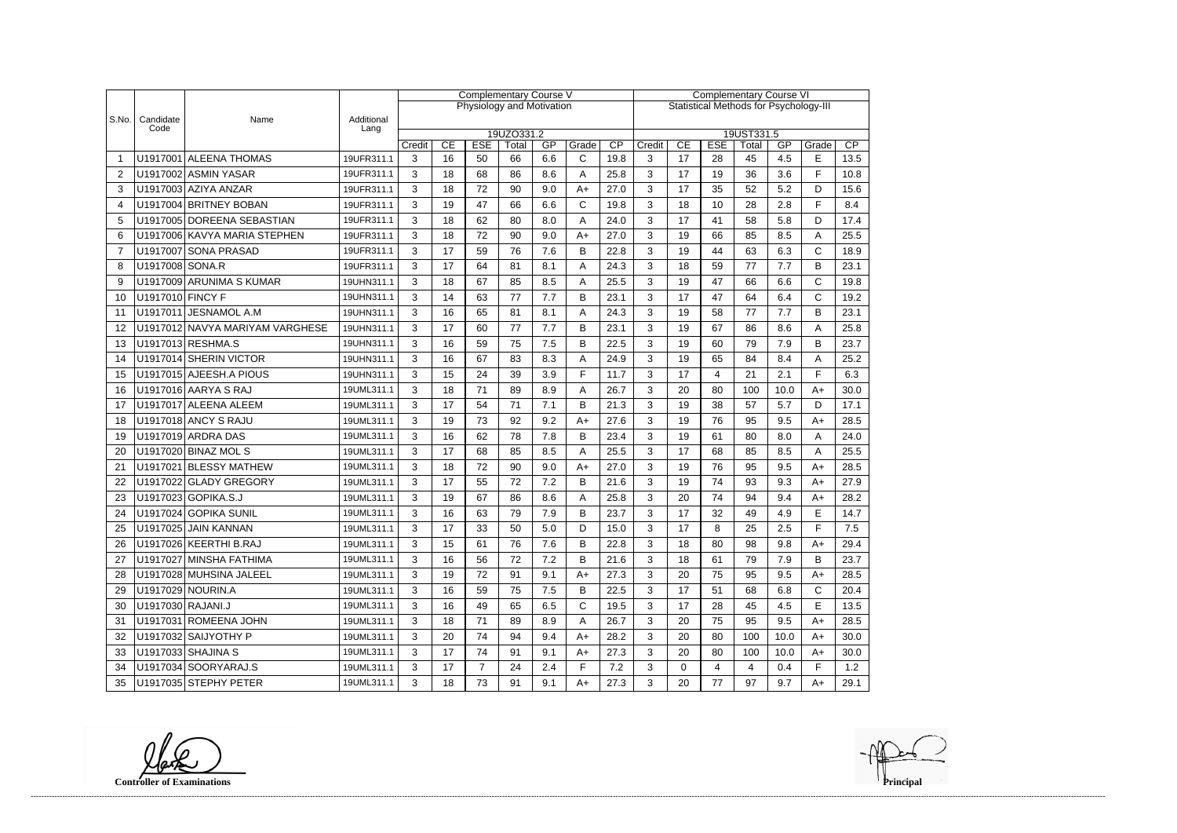| S.No. | Candidate Code | Name | Additional Lang | Complementary Course V Physiology and Motivation 19UZO331.2 | | | | | | | Complementary Course VI Statistical Methods for Psychology-III 19UST331.5 | | | | | | |
|---|---|---|---|---|---|---|---|---|---|---|---|---|---|---|---|---|---|
| | | | | Credit | CE | ESE | Total | GP | Grade | CP | Credit | CE | ESE | Total | GP | Grade | CP |
| 1 | U1917001 | ALEENA THOMAS | 19UFR311.1 | 3 | 16 | 50 | 66 | 6.6 | C | 19.8 | 3 | 17 | 28 | 45 | 4.5 | E | 13.5 |
| 2 | U1917002 | ASMIN YASAR | 19UFR311.1 | 3 | 18 | 68 | 86 | 8.6 | A | 25.8 | 3 | 17 | 19 | 36 | 3.6 | F | 10.8 |
| 3 | U1917003 | AZIYA ANZAR | 19UFR311.1 | 3 | 18 | 72 | 90 | 9.0 | A+ | 27.0 | 3 | 17 | 35 | 52 | 5.2 | D | 15.6 |
| 4 | U1917004 | BRITNEY BOBAN | 19UFR311.1 | 3 | 19 | 47 | 66 | 6.6 | C | 19.8 | 3 | 18 | 10 | 28 | 2.8 | F | 8.4 |
| 5 | U1917005 | DOREENA SEBASTIAN | 19UFR311.1 | 3 | 18 | 62 | 80 | 8.0 | A | 24.0 | 3 | 17 | 41 | 58 | 5.8 | D | 17.4 |
| 6 | U1917006 | KAVYA MARIA STEPHEN | 19UFR311.1 | 3 | 18 | 72 | 90 | 9.0 | A+ | 27.0 | 3 | 19 | 66 | 85 | 8.5 | A | 25.5 |
| 7 | U1917007 | SONA PRASAD | 19UFR311.1 | 3 | 17 | 59 | 76 | 7.6 | B | 22.8 | 3 | 19 | 44 | 63 | 6.3 | C | 18.9 |
| 8 | U1917008 | SONA.R | 19UFR311.1 | 3 | 17 | 64 | 81 | 8.1 | A | 24.3 | 3 | 18 | 59 | 77 | 7.7 | B | 23.1 |
| 9 | U1917009 | ARUNIMA S KUMAR | 19UHN311.1 | 3 | 18 | 67 | 85 | 8.5 | A | 25.5 | 3 | 19 | 47 | 66 | 6.6 | C | 19.8 |
| 10 | U1917010 | FINCY F | 19UHN311.1 | 3 | 14 | 63 | 77 | 7.7 | B | 23.1 | 3 | 17 | 47 | 64 | 6.4 | C | 19.2 |
| 11 | U1917011 | JESNAMOL A.M | 19UHN311.1 | 3 | 16 | 65 | 81 | 8.1 | A | 24.3 | 3 | 19 | 58 | 77 | 7.7 | B | 23.1 |
| 12 | U1917012 | NAVYA MARIYAM VARGHESE | 19UHN311.1 | 3 | 17 | 60 | 77 | 7.7 | B | 23.1 | 3 | 19 | 67 | 86 | 8.6 | A | 25.8 |
| 13 | U1917013 | RESHMA.S | 19UHN311.1 | 3 | 16 | 59 | 75 | 7.5 | B | 22.5 | 3 | 19 | 60 | 79 | 7.9 | B | 23.7 |
| 14 | U1917014 | SHERIN VICTOR | 19UHN311.1 | 3 | 16 | 67 | 83 | 8.3 | A | 24.9 | 3 | 19 | 65 | 84 | 8.4 | A | 25.2 |
| 15 | U1917015 | AJEESH.A PIOUS | 19UHN311.1 | 3 | 15 | 24 | 39 | 3.9 | F | 11.7 | 3 | 17 | 4 | 21 | 2.1 | F | 6.3 |
| 16 | U1917016 | AARYA S RAJ | 19UML311.1 | 3 | 18 | 71 | 89 | 8.9 | A | 26.7 | 3 | 20 | 80 | 100 | 10.0 | A+ | 30.0 |
| 17 | U1917017 | ALEENA ALEEM | 19UML311.1 | 3 | 17 | 54 | 71 | 7.1 | B | 21.3 | 3 | 19 | 38 | 57 | 5.7 | D | 17.1 |
| 18 | U1917018 | ANCY S RAJU | 19UML311.1 | 3 | 19 | 73 | 92 | 9.2 | A+ | 27.6 | 3 | 19 | 76 | 95 | 9.5 | A+ | 28.5 |
| 19 | U1917019 | ARDRA DAS | 19UML311.1 | 3 | 16 | 62 | 78 | 7.8 | B | 23.4 | 3 | 19 | 61 | 80 | 8.0 | A | 24.0 |
| 20 | U1917020 | BINAZ MOL S | 19UML311.1 | 3 | 17 | 68 | 85 | 8.5 | A | 25.5 | 3 | 17 | 68 | 85 | 8.5 | A | 25.5 |
| 21 | U1917021 | BLESSY MATHEW | 19UML311.1 | 3 | 18 | 72 | 90 | 9.0 | A+ | 27.0 | 3 | 19 | 76 | 95 | 9.5 | A+ | 28.5 |
| 22 | U1917022 | GLADY GREGORY | 19UML311.1 | 3 | 17 | 55 | 72 | 7.2 | B | 21.6 | 3 | 19 | 74 | 93 | 9.3 | A+ | 27.9 |
| 23 | U1917023 | GOPIKA.S.J | 19UML311.1 | 3 | 19 | 67 | 86 | 8.6 | A | 25.8 | 3 | 20 | 74 | 94 | 9.4 | A+ | 28.2 |
| 24 | U1917024 | GOPIKA SUNIL | 19UML311.1 | 3 | 16 | 63 | 79 | 7.9 | B | 23.7 | 3 | 17 | 32 | 49 | 4.9 | E | 14.7 |
| 25 | U1917025 | JAIN KANNAN | 19UML311.1 | 3 | 17 | 33 | 50 | 5.0 | D | 15.0 | 3 | 17 | 8 | 25 | 2.5 | F | 7.5 |
| 26 | U1917026 | KEERTHI B.RAJ | 19UML311.1 | 3 | 15 | 61 | 76 | 7.6 | B | 22.8 | 3 | 18 | 80 | 98 | 9.8 | A+ | 29.4 |
| 27 | U1917027 | MINSHA FATHIMA | 19UML311.1 | 3 | 16 | 56 | 72 | 7.2 | B | 21.6 | 3 | 18 | 61 | 79 | 7.9 | B | 23.7 |
| 28 | U1917028 | MUHSINA JALEEL | 19UML311.1 | 3 | 19 | 72 | 91 | 9.1 | A+ | 27.3 | 3 | 20 | 75 | 95 | 9.5 | A+ | 28.5 |
| 29 | U1917029 | NOURIN.A | 19UML311.1 | 3 | 16 | 59 | 75 | 7.5 | B | 22.5 | 3 | 17 | 51 | 68 | 6.8 | C | 20.4 |
| 30 | U1917030 | RAJANI.J | 19UML311.1 | 3 | 16 | 49 | 65 | 6.5 | C | 19.5 | 3 | 17 | 28 | 45 | 4.5 | E | 13.5 |
| 31 | U1917031 | ROMEENA JOHN | 19UML311.1 | 3 | 18 | 71 | 89 | 8.9 | A | 26.7 | 3 | 20 | 75 | 95 | 9.5 | A+ | 28.5 |
| 32 | U1917032 | SAIJYOTHY P | 19UML311.1 | 3 | 20 | 74 | 94 | 9.4 | A+ | 28.2 | 3 | 20 | 80 | 100 | 10.0 | A+ | 30.0 |
| 33 | U1917033 | SHAJINA S | 19UML311.1 | 3 | 17 | 74 | 91 | 9.1 | A+ | 27.3 | 3 | 20 | 80 | 100 | 10.0 | A+ | 30.0 |
| 34 | U1917034 | SOORYARAJ.S | 19UML311.1 | 3 | 17 | 7 | 24 | 2.4 | F | 7.2 | 3 | 0 | 4 | 4 | 0.4 | F | 1.2 |
| 35 | U1917035 | STEPHY PETER | 19UML311.1 | 3 | 18 | 73 | 91 | 9.1 | A+ | 27.3 | 3 | 20 | 77 | 97 | 9.7 | A+ | 29.1 |

**Controller of Examinations**

**Principal**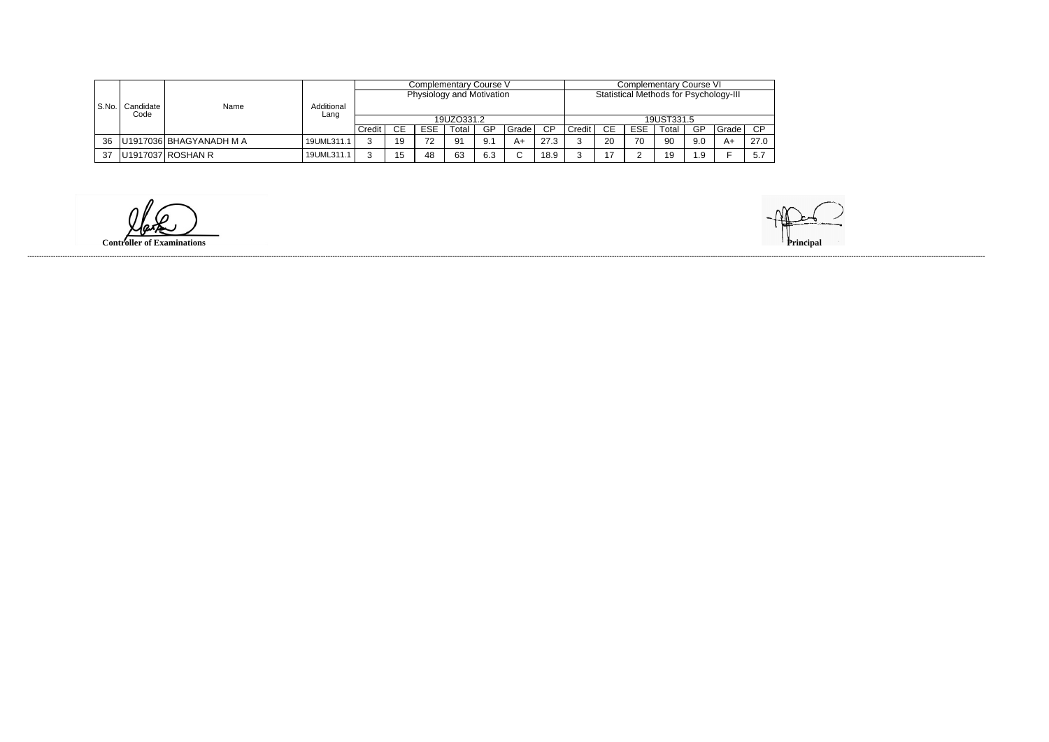| S.No. | Candidate Code | Name | Additional Lang | Complementary Course V Physiology and Motivation 19UZO331.2 | | | | | | | Complementary Course VI Statistical Methods for Psychology-III 19UST331.5 | | | | | | |
|---|---|---|---|---|---|---|---|---|---|---|---|---|---|---|---|---|---|
| | | | | Credit | CE | ESE | Total | GP | Grade | CP | Credit | CE | ESE | Total | GP | Grade | CP |
| 36 | U1917036 | BHAGYANADH M A | 19UML311.1 | 3 | 19 | 72 | 91 | 9.1 | A+ | 27.3 | 3 | 20 | 70 | 90 | 9.0 | A+ | 27.0 |
| 37 | U1917037 | ROSHAN R | 19UML311.1 | 3 | 15 | 48 | 63 | 6.3 | C | 18.9 | 3 | 17 | 2 | 19 | 1.9 | F | 5.7 |

**Controller of Examinations**

**Principal**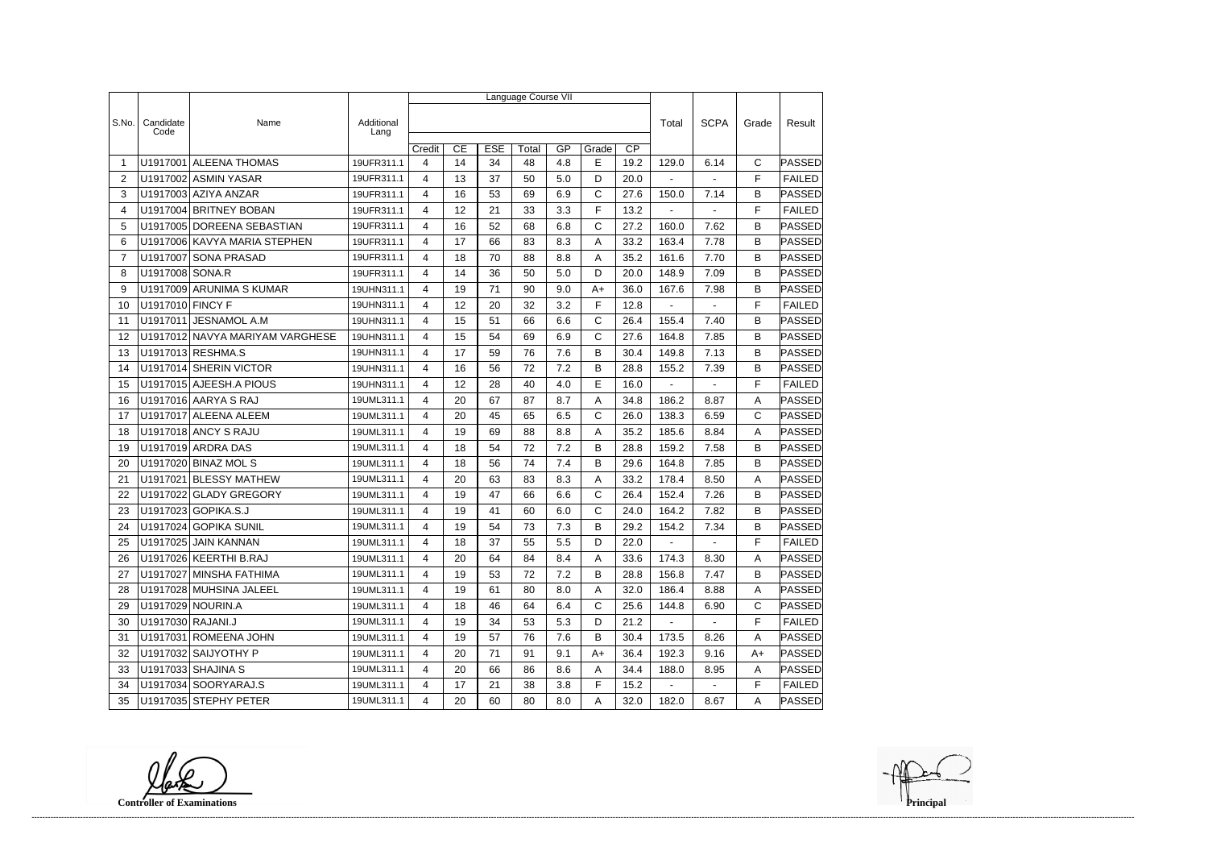| S.No. | Candidate Code | Name | Additional Lang | Language Course VII | | | | | | | Total | SCPA | Grade | Result |
|---|---|---|---|---|---|---|---|---|---|---|---|---|---|---|
| | | | | Credit | CE | ESE | Total | GP | Grade | CP | | | | |
| 1 | U1917001 | ALEENA THOMAS | 19UFR311.1 | 4 | 14 | 34 | 48 | 4.8 | E | 19.2 | 129.0 | 6.14 | C | PASSED |
| 2 | U1917002 | ASMIN YASAR | 19UFR311.1 | 4 | 13 | 37 | 50 | 5.0 | D | 20.0 | - | - | F | FAILED |
| 3 | U1917003 | AZIYA ANZAR | 19UFR311.1 | 4 | 16 | 53 | 69 | 6.9 | C | 27.6 | 150.0 | 7.14 | B | PASSED |
| 4 | U1917004 | BRITNEY BOBAN | 19UFR311.1 | 4 | 12 | 21 | 33 | 3.3 | F | 13.2 | - | - | F | FAILED |
| 5 | U1917005 | DOREENA SEBASTIAN | 19UFR311.1 | 4 | 16 | 52 | 68 | 6.8 | C | 27.2 | 160.0 | 7.62 | B | PASSED |
| 6 | U1917006 | KAVYA MARIA STEPHEN | 19UFR311.1 | 4 | 17 | 66 | 83 | 8.3 | A | 33.2 | 163.4 | 7.78 | B | PASSED |
| 7 | U1917007 | SONA PRASAD | 19UFR311.1 | 4 | 18 | 70 | 88 | 8.8 | A | 35.2 | 161.6 | 7.70 | B | PASSED |
| 8 | U1917008 | SONA.R | 19UFR311.1 | 4 | 14 | 36 | 50 | 5.0 | D | 20.0 | 148.9 | 7.09 | B | PASSED |
| 9 | U1917009 | ARUNIMA S KUMAR | 19UHN311.1 | 4 | 19 | 71 | 90 | 9.0 | A+ | 36.0 | 167.6 | 7.98 | B | PASSED |
| 10 | U1917010 | FINCY F | 19UHN311.1 | 4 | 12 | 20 | 32 | 3.2 | F | 12.8 | - | - | F | FAILED |
| 11 | U1917011 | JESNAMOL A.M | 19UHN311.1 | 4 | 15 | 51 | 66 | 6.6 | C | 26.4 | 155.4 | 7.40 | B | PASSED |
| 12 | U1917012 | NAVYA MARIYAM VARGHESE | 19UHN311.1 | 4 | 15 | 54 | 69 | 6.9 | C | 27.6 | 164.8 | 7.85 | B | PASSED |
| 13 | U1917013 | RESHMA.S | 19UHN311.1 | 4 | 17 | 59 | 76 | 7.6 | B | 30.4 | 149.8 | 7.13 | B | PASSED |
| 14 | U1917014 | SHERIN VICTOR | 19UHN311.1 | 4 | 16 | 56 | 72 | 7.2 | B | 28.8 | 155.2 | 7.39 | B | PASSED |
| 15 | U1917015 | AJEESH.A PIOUS | 19UHN311.1 | 4 | 12 | 28 | 40 | 4.0 | E | 16.0 | - | - | F | FAILED |
| 16 | U1917016 | AARYA S RAJ | 19UML311.1 | 4 | 20 | 67 | 87 | 8.7 | A | 34.8 | 186.2 | 8.87 | A | PASSED |
| 17 | U1917017 | ALEENA ALEEM | 19UML311.1 | 4 | 20 | 45 | 65 | 6.5 | C | 26.0 | 138.3 | 6.59 | C | PASSED |
| 18 | U1917018 | ANCY S RAJU | 19UML311.1 | 4 | 19 | 69 | 88 | 8.8 | A | 35.2 | 185.6 | 8.84 | A | PASSED |
| 19 | U1917019 | ARDRA DAS | 19UML311.1 | 4 | 18 | 54 | 72 | 7.2 | B | 28.8 | 159.2 | 7.58 | B | PASSED |
| 20 | U1917020 | BINAZ MOL S | 19UML311.1 | 4 | 18 | 56 | 74 | 7.4 | B | 29.6 | 164.8 | 7.85 | B | PASSED |
| 21 | U1917021 | BLESSY MATHEW | 19UML311.1 | 4 | 20 | 63 | 83 | 8.3 | A | 33.2 | 178.4 | 8.50 | A | PASSED |
| 22 | U1917022 | GLADY GREGORY | 19UML311.1 | 4 | 19 | 47 | 66 | 6.6 | C | 26.4 | 152.4 | 7.26 | B | PASSED |
| 23 | U1917023 | GOPIKA.S.J | 19UML311.1 | 4 | 19 | 41 | 60 | 6.0 | C | 24.0 | 164.2 | 7.82 | B | PASSED |
| 24 | U1917024 | GOPIKA SUNIL | 19UML311.1 | 4 | 19 | 54 | 73 | 7.3 | B | 29.2 | 154.2 | 7.34 | B | PASSED |
| 25 | U1917025 | JAIN KANNAN | 19UML311.1 | 4 | 18 | 37 | 55 | 5.5 | D | 22.0 | - | - | F | FAILED |
| 26 | U1917026 | KEERTHI B.RAJ | 19UML311.1 | 4 | 20 | 64 | 84 | 8.4 | A | 33.6 | 174.3 | 8.30 | A | PASSED |
| 27 | U1917027 | MINSHA FATHIMA | 19UML311.1 | 4 | 19 | 53 | 72 | 7.2 | B | 28.8 | 156.8 | 7.47 | B | PASSED |
| 28 | U1917028 | MUHSINA JALEEL | 19UML311.1 | 4 | 19 | 61 | 80 | 8.0 | A | 32.0 | 186.4 | 8.88 | A | PASSED |
| 29 | U1917029 | NOURIN.A | 19UML311.1 | 4 | 18 | 46 | 64 | 6.4 | C | 25.6 | 144.8 | 6.90 | C | PASSED |
| 30 | U1917030 | RAJANI.J | 19UML311.1 | 4 | 19 | 34 | 53 | 5.3 | D | 21.2 | - | - | F | FAILED |
| 31 | U1917031 | ROMEENA JOHN | 19UML311.1 | 4 | 19 | 57 | 76 | 7.6 | B | 30.4 | 173.5 | 8.26 | A | PASSED |
| 32 | U1917032 | SAIJYOTHY P | 19UML311.1 | 4 | 20 | 71 | 91 | 9.1 | A+ | 36.4 | 192.3 | 9.16 | A+ | PASSED |
| 33 | U1917033 | SHAJINA S | 19UML311.1 | 4 | 20 | 66 | 86 | 8.6 | A | 34.4 | 188.0 | 8.95 | A | PASSED |
| 34 | U1917034 | SOORYARAJ.S | 19UML311.1 | 4 | 17 | 21 | 38 | 3.8 | F | 15.2 | - | - | F | FAILED |
| 35 | U1917035 | STEPHY PETER | 19UML311.1 | 4 | 20 | 60 | 80 | 8.0 | A | 32.0 | 182.0 | 8.67 | A | PASSED |

**Controller of Examinations** **Principal**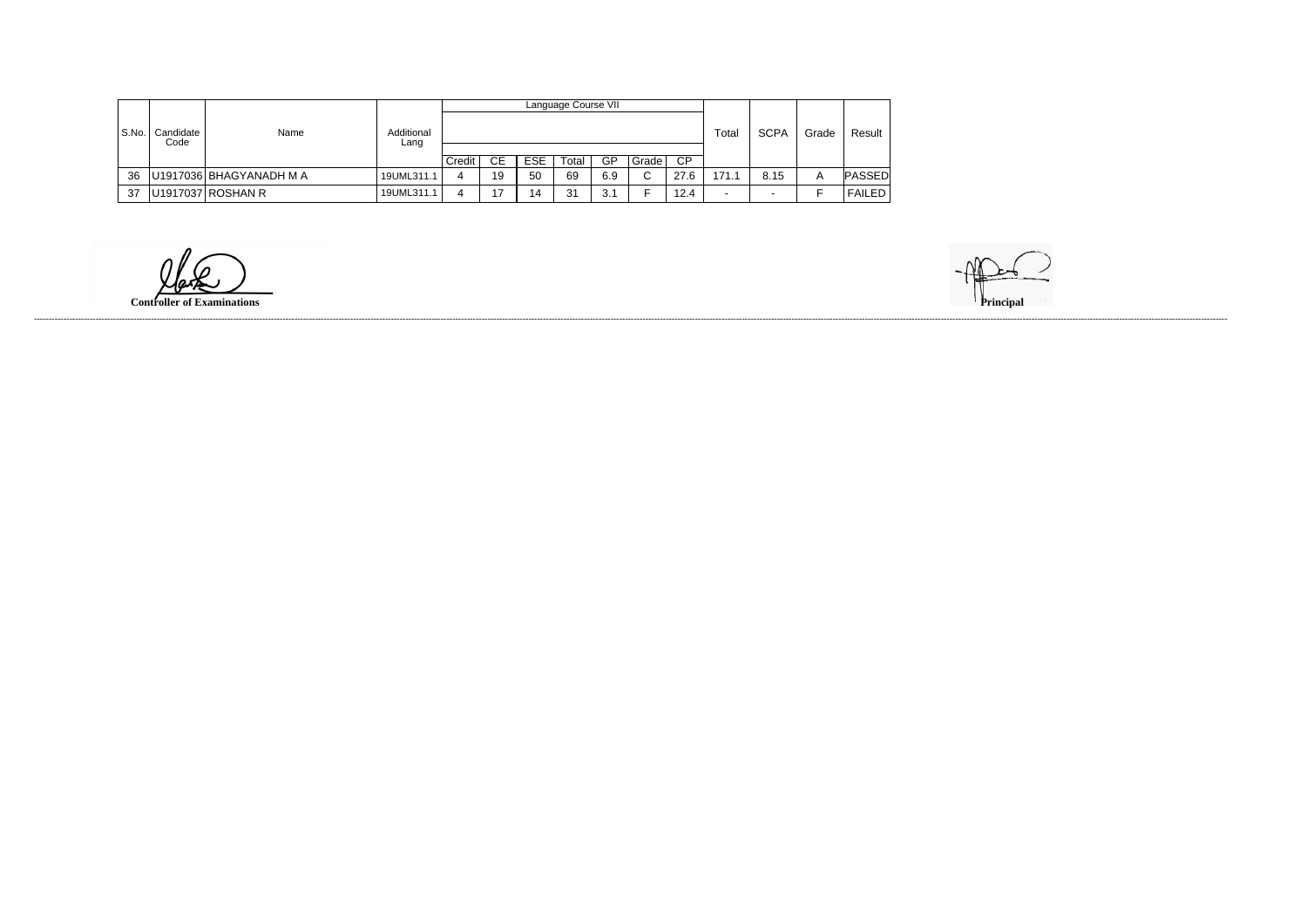| S.No. | Candidate Code | Name | Additional Lang | Language Course VII | | | | | | | Total | SCPA | Grade | Result |
|---|---|---|---|---|---|---|---|---|---|---|---|---|---|---|
| | | | | Credit | CE | ESE | Total | GP | Grade | CP | | | | |
| 36 | U1917036 | BHAGYANADH M A | 19UML311.1 | 4 | 19 | 50 | 69 | 6.9 | C | 27.6 | 171.1 | 8.15 | A | PASSED |
| 37 | U1917037 | ROSHAN R | 19UML311.1 | 4 | 17 | 14 | 31 | 3.1 | F | 12.4 | - | - | F | FAILED |

**Controller of Examinations**

**Principal**